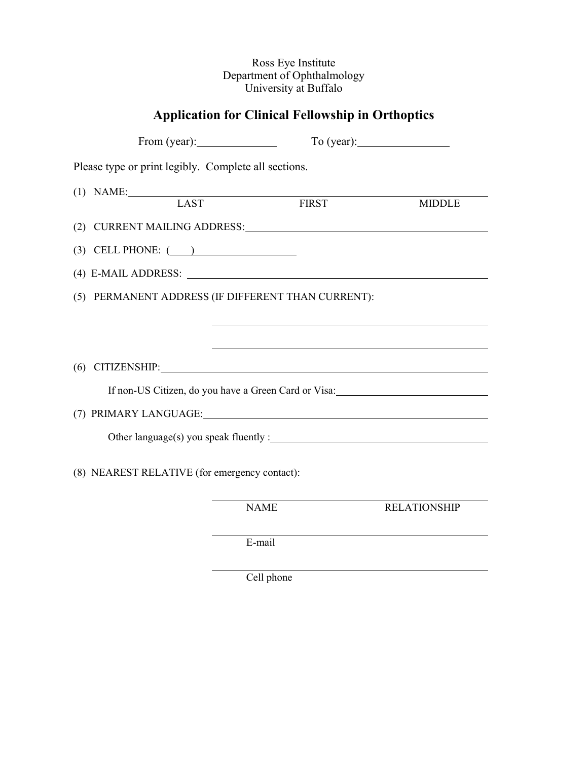Ross Eye Institute
Department of Ophthalmology
University at Buffalo

## Application for Clinical Fellowship in Orthoptics

From (year): ______________ To (year): ________________

Please type or print legibly. Complete all sections.

(1) NAME: ______________________________________________________________
LAST FIRST MIDDLE

(2) CURRENT MAILING ADDRESS: ____________________________________________

(3) CELL PHONE: (____) ___________________

(4) E-MAIL ADDRESS: ____________________________________________________

(5) PERMANENT ADDRESS (IF DIFFERENT THAN CURRENT):

______________________________________________

______________________________________________

(6) CITIZENSHIP: _______________________________________________________

If non-US Citizen, do you have a Green Card or Visa: ___________________________

(7) PRIMARY LANGUAGE: __________________________________________________

Other language(s) you speak fluently : ___________________________________

(8) NEAREST RELATIVE (for emergency contact):

______________________________________________
NAME RELATIONSHIP

______________________________________________
E-mail

______________________________________________
Cell phone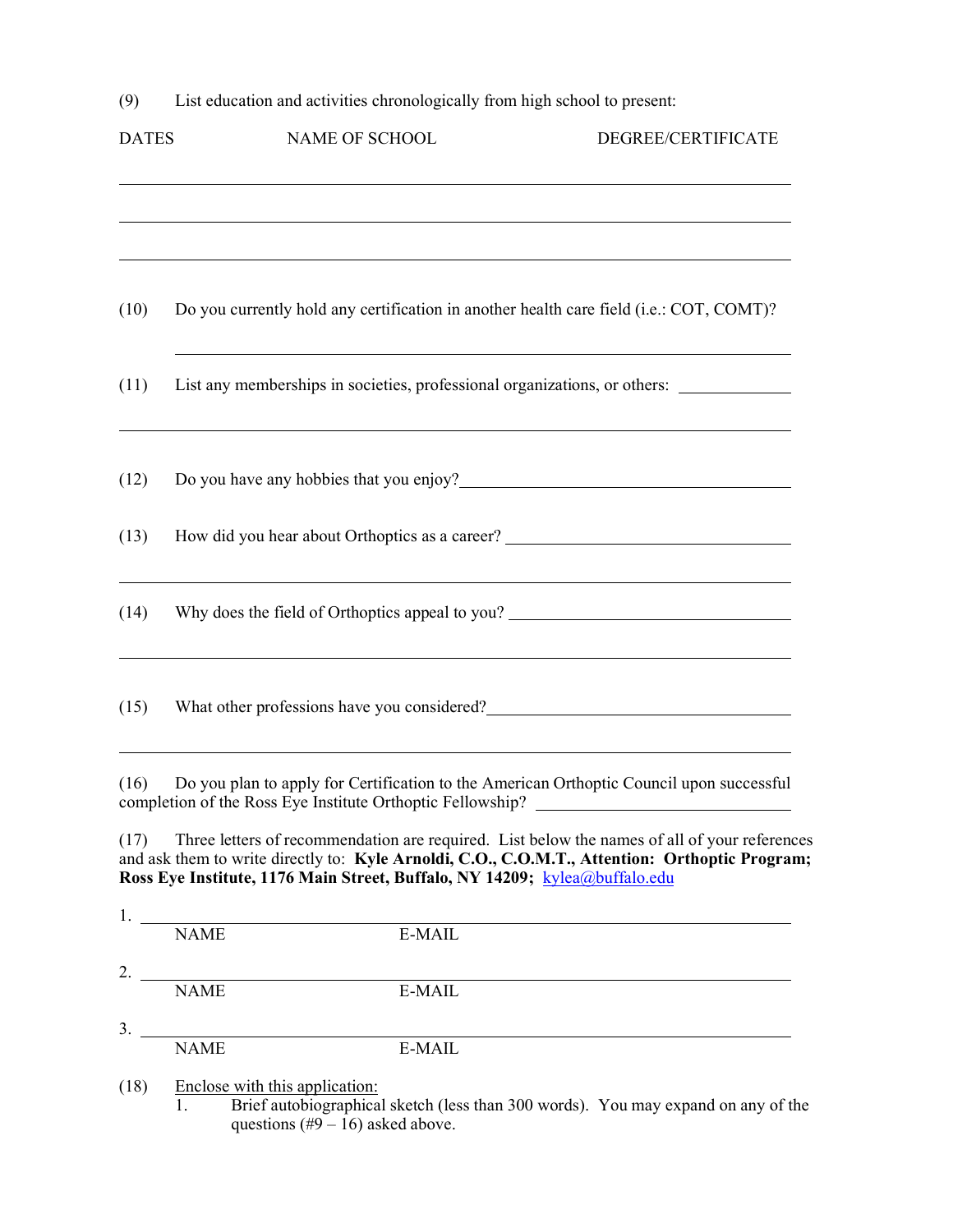(9) List education and activities chronologically from high school to present:

| DATES | NAME OF SCHOOL | DEGREE/CERTIFICATE |
|---|---|---|
| | | |
| | | |
| | | |

(10) Do you currently hold any certification in another health care field (i.e.: COT, COMT)?

______________________________

(11) List any memberships in societies, professional organizations, or others: ______________

______________________________

(12) Do you have any hobbies that you enjoy? ______________________________

(13) How did you hear about Orthoptics as a career? ______________________________

______________________________

(14) Why does the field of Orthoptics appeal to you? ______________________________

______________________________

(15) What other professions have you considered? ______________________________

______________________________

(16) Do you plan to apply for Certification to the American Orthoptic Council upon successful completion of the Ross Eye Institute Orthoptic Fellowship? ______________________________

(17) Three letters of recommendation are required. List below the names of all of your references and ask them to write directly to: **Kyle Arnoldi, C.O., C.O.M.T., Attention: Orthoptic Program; Ross Eye Institute, 1176 Main Street, Buffalo, NY 14209;** kylea@buffalo.edu

1. ______________________________
   NAME E-MAIL

2. ______________________________
   NAME E-MAIL

3. ______________________________
   NAME E-MAIL

(18) Enclose with this application:
   1. Brief autobiographical sketch (less than 300 words). You may expand on any of the questions (#9 – 16) asked above.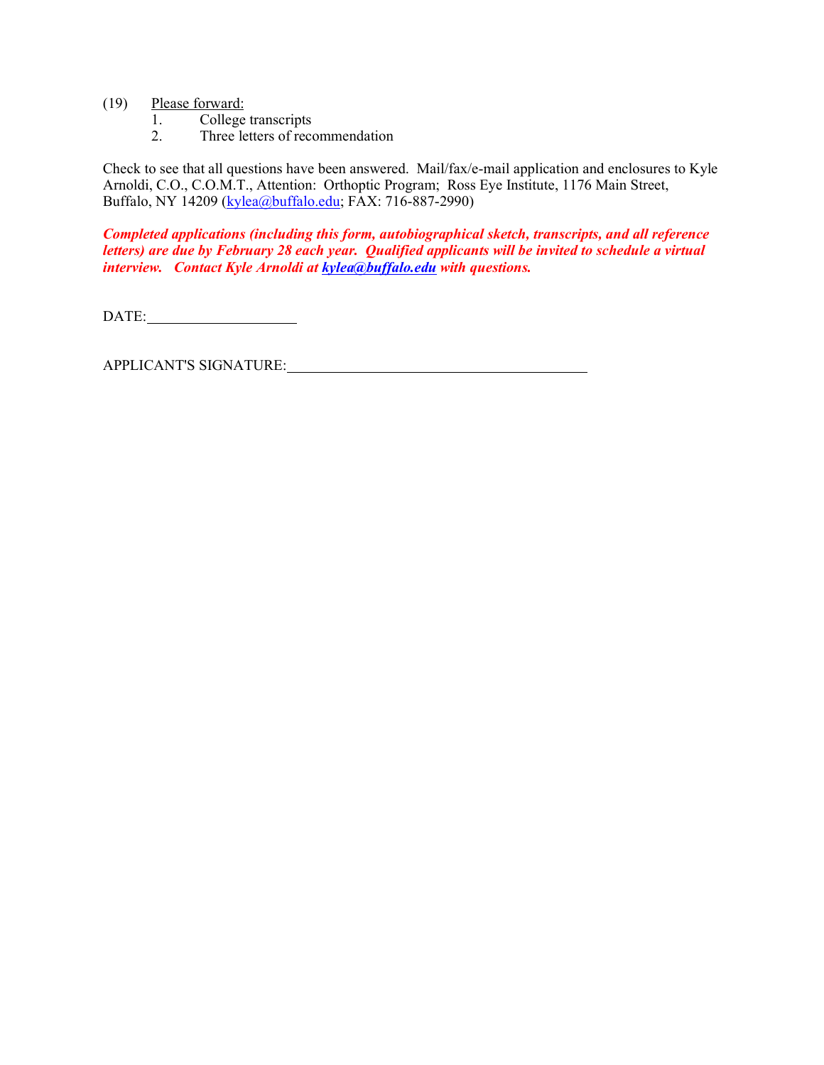(19) Please forward:

1. College transcripts
2. Three letters of recommendation

Check to see that all questions have been answered. Mail/fax/e-mail application and enclosures to Kyle Arnoldi, C.O., C.O.M.T., Attention: Orthoptic Program; Ross Eye Institute, 1176 Main Street, Buffalo, NY 14209 (kylea@buffalo.edu; FAX: 716-887-2990)

***Completed applications (including this form, autobiographical sketch, transcripts, and all reference letters) are due by February 28 each year. Qualified applicants will be invited to schedule a virtual interview. Contact Kyle Arnoldi at kylea@buffalo.edu with questions.***

DATE:____________________

APPLICANT'S SIGNATURE:________________________________________